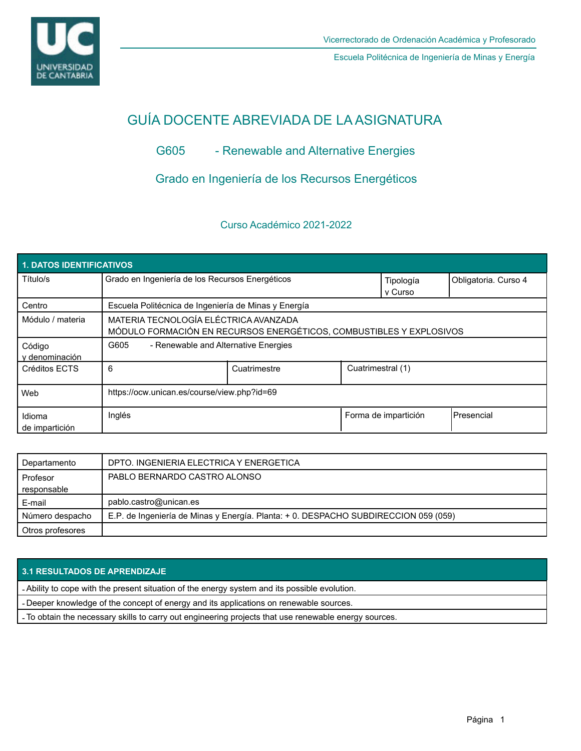Vicerrectorado de Ordenación Académica y Profesorado

Escuela Politécnica de Ingeniería de Minas y Energía

# GUÍA DOCENTE ABREVIADA DE LA ASIGNATURA

## G605 - Renewable and Alternative Energies

## Grado en Ingeniería de los Recursos Energéticos

### Curso Académico 2021-2022

| 1. DATOS IDENTIFICATIVOS | | | | |
|---|---|---|---|---|
| Título/s | Grado en Ingeniería de los Recursos Energéticos | | Tipología y Curso | Obligatoria. Curso 4 |
| Centro | Escuela Politécnica de Ingeniería de Minas y Energía | | | |
| Módulo / materia | MATERIA TECNOLOGÍA ELÉCTRICA AVANZADA<br>MÓDULO FORMACIÓN EN RECURSOS ENERGÉTICOS, COMBUSTIBLES Y EXPLOSIVOS | | | |
| Código y denominación | G605 - Renewable and Alternative Energies | | | |
| Créditos ECTS | 6 | Cuatrimestre | Cuatrimestral (1) | |
| Web | https://ocw.unican.es/course/view.php?id=69 | | | |
| Idioma de impartición | Inglés | | Forma de impartición | Presencial |

| Departamento | DPTO. INGENIERIA ELECTRICA Y ENERGETICA |
|---|---|
| Profesor responsable | PABLO BERNARDO CASTRO ALONSO |
| E-mail | pablo.castro@unican.es |
| Número despacho | E.P. de Ingeniería de Minas y Energía. Planta: + 0. DESPACHO SUBDIRECCION 059 (059) |
| Otros profesores | |

| 3.1 RESULTADOS DE APRENDIZAJE |
|---|
| - Ability to cope with the present situation of the energy system and its possible evolution. |
| - Deeper knowledge of the concept of energy and its applications on renewable sources. |
| - To obtain the necessary skills to carry out engineering projects that use renewable energy sources. |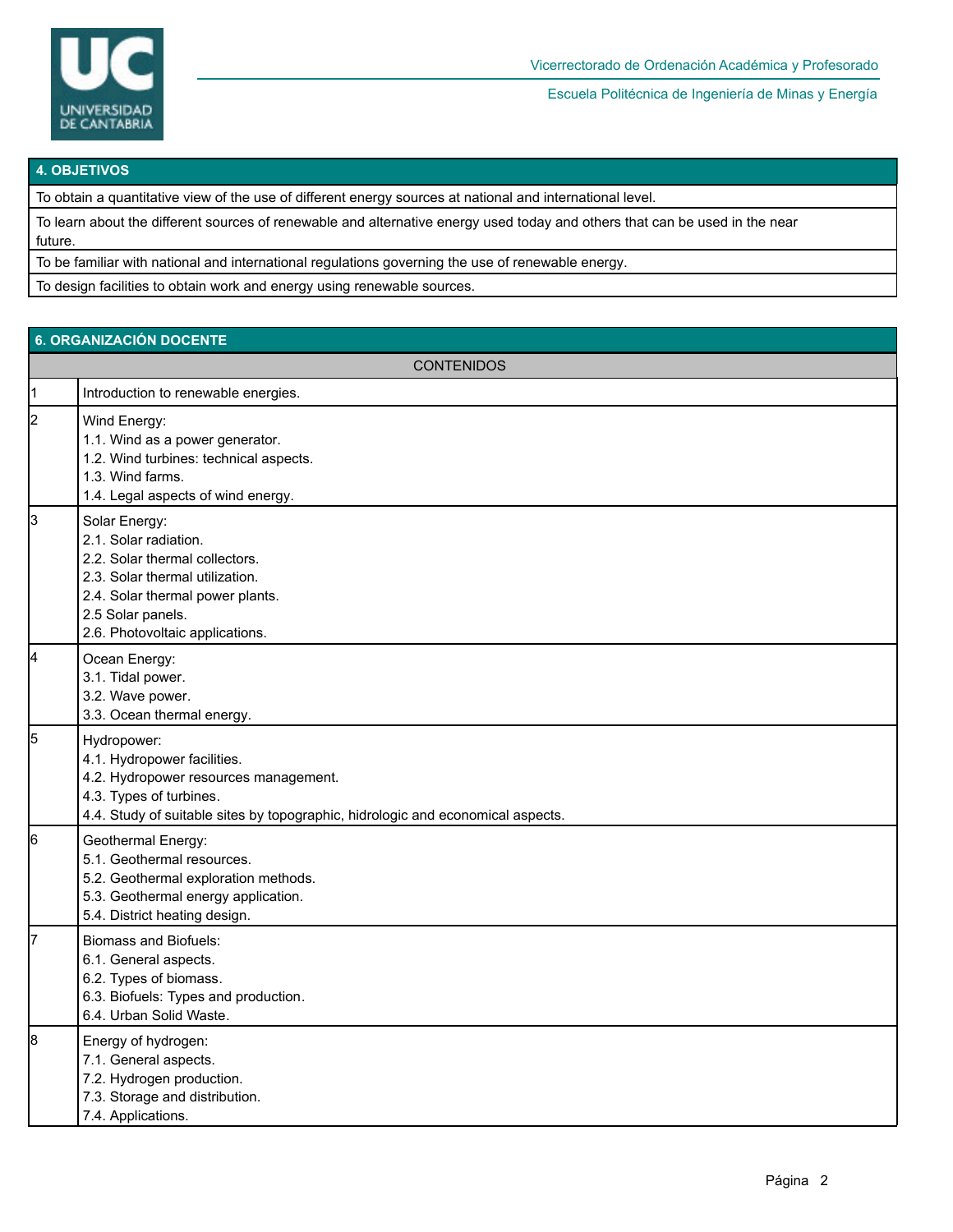## 4. OBJETIVOS

| 4. OBJETIVOS |
|---|
| To obtain a quantitative view of the use of different energy sources at national and international level. |
| To learn about the different sources of renewable and alternative energy used today and others that can be used in the near future. |
| To be familiar with national and international regulations governing the use of renewable energy. |
| To design facilities to obtain work and energy using renewable sources. |

## 6. ORGANIZACIÓN DOCENTE

| | CONTENIDOS |
|---|---|
| 1 | Introduction to renewable energies. |
| 2 | Wind Energy:<br>1.1. Wind as a power generator.<br>1.2. Wind turbines: technical aspects.<br>1.3. Wind farms.<br>1.4. Legal aspects of wind energy. |
| 3 | Solar Energy:<br>2.1. Solar radiation.<br>2.2. Solar thermal collectors.<br>2.3. Solar thermal utilization.<br>2.4. Solar thermal power plants.<br>2.5 Solar panels.<br>2.6. Photovoltaic applications. |
| 4 | Ocean Energy:<br>3.1. Tidal power.<br>3.2. Wave power.<br>3.3. Ocean thermal energy. |
| 5 | Hydropower:<br>4.1. Hydropower facilities.<br>4.2. Hydropower resources management.<br>4.3. Types of turbines.<br>4.4. Study of suitable sites by topographic, hidrologic and economical aspects. |
| 6 | Geothermal Energy:<br>5.1. Geothermal resources.<br>5.2. Geothermal exploration methods.<br>5.3. Geothermal energy application.<br>5.4. District heating design. |
| 7 | Biomass and Biofuels:<br>6.1. General aspects.<br>6.2. Types of biomass.<br>6.3. Biofuels: Types and production.<br>6.4. Urban Solid Waste. |
| 8 | Energy of hydrogen:<br>7.1. General aspects.<br>7.2. Hydrogen production.<br>7.3. Storage and distribution.<br>7.4. Applications. |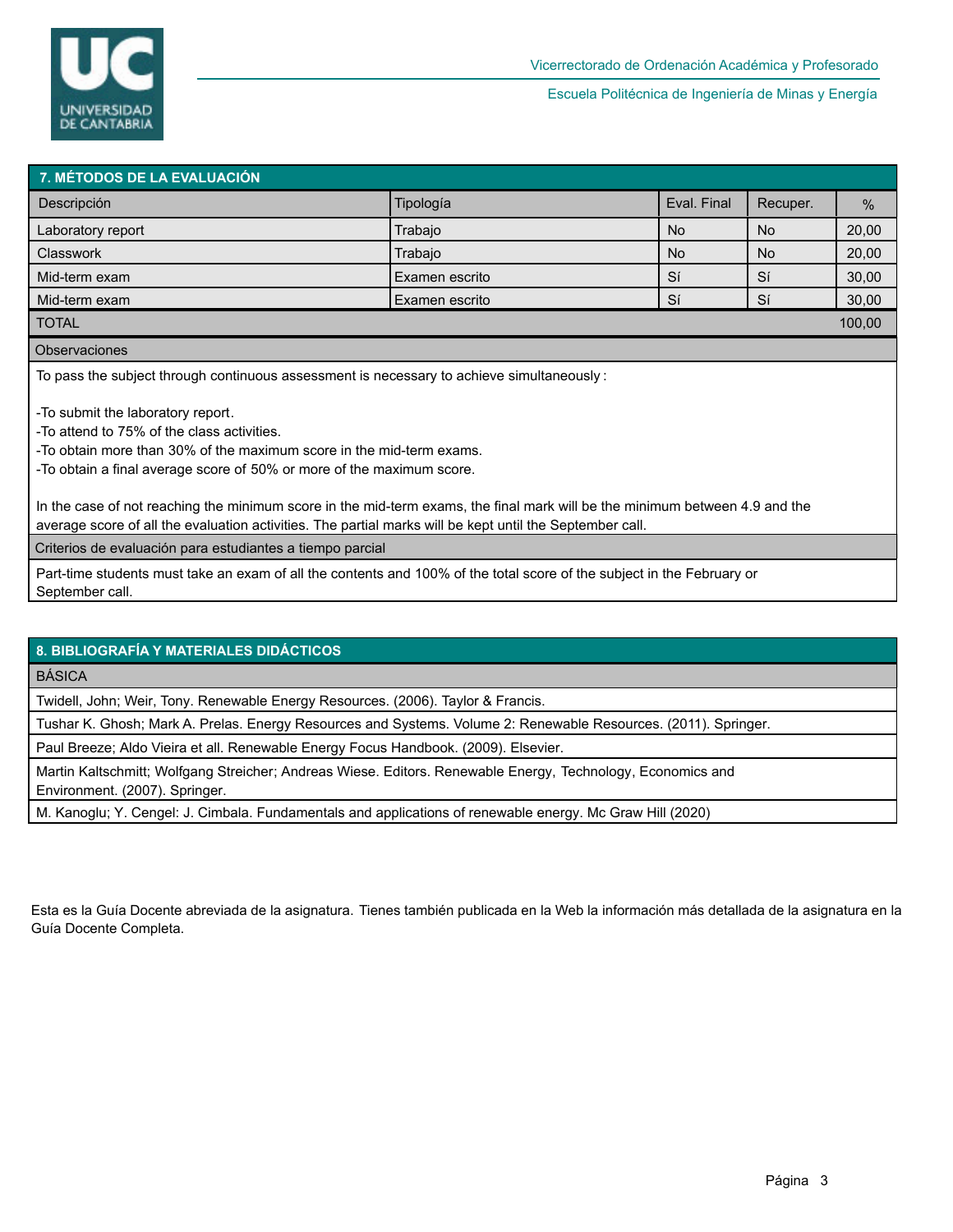## 7. MÉTODOS DE LA EVALUACIÓN

| Descripción | Tipología | Eval. Final | Recuper. | % |
|---|---|---|---|---|
| Laboratory report | Trabajo | No | No | 20,00 |
| Classwork | Trabajo | No | No | 20,00 |
| Mid-term exam | Examen escrito | Sí | Sí | 30,00 |
| Mid-term exam | Examen escrito | Sí | Sí | 30,00 |
| TOTAL | | | | 100,00 |

**Observaciones**

To pass the subject through continuous assessment is necessary to achieve simultaneously:

-To submit the laboratory report.
-To attend to 75% of the class activities.
-To obtain more than 30% of the maximum score in the mid-term exams.
-To obtain a final average score of 50% or more of the maximum score.

In the case of not reaching the minimum score in the mid-term exams, the final mark will be the minimum between 4.9 and the average score of all the evaluation activities. The partial marks will be kept until the September call.

**Criterios de evaluación para estudiantes a tiempo parcial**

Part-time students must take an exam of all the contents and 100% of the total score of the subject in the February or September call.

## 8. BIBLIOGRAFÍA Y MATERIALES DIDÁCTICOS

**BÁSICA**

Twidell, John; Weir, Tony. Renewable Energy Resources. (2006). Taylor & Francis.

Tushar K. Ghosh; Mark A. Prelas. Energy Resources and Systems. Volume 2: Renewable Resources. (2011). Springer.

Paul Breeze; Aldo Vieira et all. Renewable Energy Focus Handbook. (2009). Elsevier.

Martin Kaltschmitt; Wolfgang Streicher; Andreas Wiese. Editors. Renewable Energy, Technology, Economics and Environment. (2007). Springer.

M. Kanoglu; Y. Cengel: J. Cimbala. Fundamentals and applications of renewable energy. Mc Graw Hill (2020)

Esta es la Guía Docente abreviada de la asignatura. Tienes también publicada en la Web la información más detallada de la asignatura en la Guía Docente Completa.